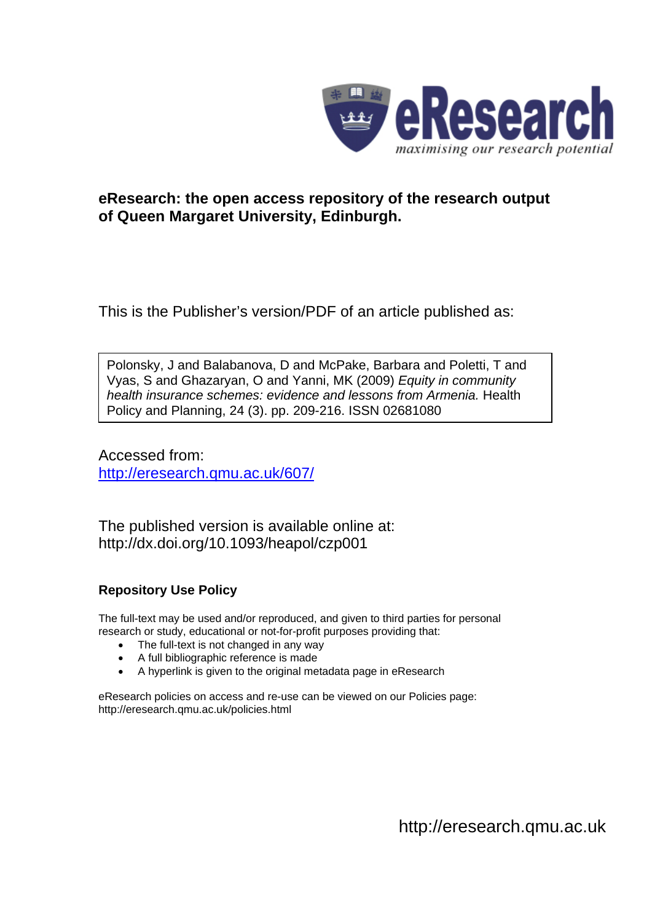eResearch
*maximising our research potential*

**eResearch: the open access repository of the research output of Queen Margaret University, Edinburgh.**

This is the Publisher's version/PDF of an article published as:

Polonsky, J and Balabanova, D and McPake, Barbara and Poletti, T and Vyas, S and Ghazaryan, O and Yanni, MK (2009) *Equity in community health insurance schemes: evidence and lessons from Armenia.* Health Policy and Planning, 24 (3). pp. 209-216. ISSN 02681080

Accessed from:
http://eresearch.qmu.ac.uk/607/

The published version is available online at:
http://dx.doi.org/10.1093/heapol/czp001

**Repository Use Policy**

The full-text may be used and/or reproduced, and given to third parties for personal research or study, educational or not-for-profit purposes providing that:

- The full-text is not changed in any way
- A full bibliographic reference is made
- A hyperlink is given to the original metadata page in eResearch

eResearch policies on access and re-use can be viewed on our Policies page:
http://eresearch.qmu.ac.uk/policies.html

http://eresearch.qmu.ac.uk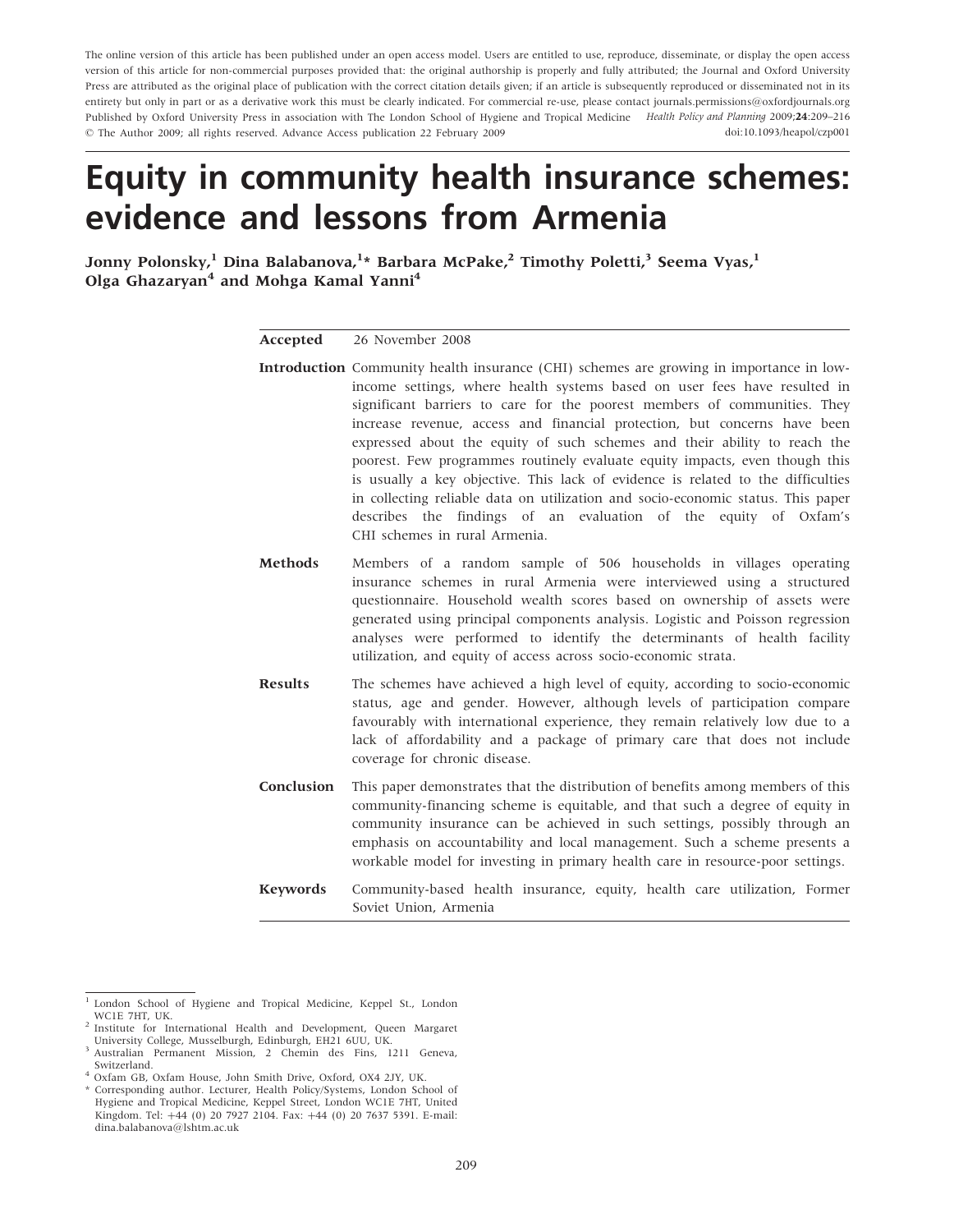The online version of this article has been published under an open access model. Users are entitled to use, reproduce, disseminate, or display the open access version of this article for non-commercial purposes provided that: the original authorship is properly and fully attributed; the Journal and Oxford University Press are attributed as the original place of publication with the correct citation details given; if an article is subsequently reproduced or disseminated not in its entirety but only in part or as a derivative work this must be clearly indicated. For commercial re-use, please contact journals.permissions@oxfordjournals.org

Published by Oxford University Press in association with The London School of Hygiene and Tropical Medicine *Health Policy and Planning* 2009;**24**:209–216

© The Author 2009; all rights reserved. Advance Access publication 22 February 2009 doi:10.1093/heapol/czp001

# Equity in community health insurance schemes: evidence and lessons from Armenia

**Jonny Polonsky,[1] Dina Balabanova,[1]* Barbara McPake,[2] Timothy Poletti,[3] Seema Vyas,[1] Olga Ghazaryan[4] and Mohga Kamal Yanni[4]**

**Accepted** 26 November 2008

**Introduction** Community health insurance (CHI) schemes are growing in importance in low-income settings, where health systems based on user fees have resulted in significant barriers to care for the poorest members of communities. They increase revenue, access and financial protection, but concerns have been expressed about the equity of such schemes and their ability to reach the poorest. Few programmes routinely evaluate equity impacts, even though this is usually a key objective. This lack of evidence is related to the difficulties in collecting reliable data on utilization and socio-economic status. This paper describes the findings of an evaluation of the equity of Oxfam's CHI schemes in rural Armenia.

**Methods** Members of a random sample of 506 households in villages operating insurance schemes in rural Armenia were interviewed using a structured questionnaire. Household wealth scores based on ownership of assets were generated using principal components analysis. Logistic and Poisson regression analyses were performed to identify the determinants of health facility utilization, and equity of access across socio-economic strata.

**Results** The schemes have achieved a high level of equity, according to socio-economic status, age and gender. However, although levels of participation compare favourably with international experience, they remain relatively low due to a lack of affordability and a package of primary care that does not include coverage for chronic disease.

**Conclusion** This paper demonstrates that the distribution of benefits among members of this community-financing scheme is equitable, and that such a degree of equity in community insurance can be achieved in such settings, possibly through an emphasis on accountability and local management. Such a scheme presents a workable model for investing in primary health care in resource-poor settings.

**Keywords** Community-based health insurance, equity, health care utilization, Former Soviet Union, Armenia

---

[1] London School of Hygiene and Tropical Medicine, Keppel St., London WC1E 7HT, UK.

[2] Institute for International Health and Development, Queen Margaret University College, Musselburgh, Edinburgh, EH21 6UU, UK.

[3] Australian Permanent Mission, 2 Chemin des Fins, 1211 Geneva, Switzerland.

[4] Oxfam GB, Oxfam House, John Smith Drive, Oxford, OX4 2JY, UK.

* Corresponding author. Lecturer, Health Policy/Systems, London School of Hygiene and Tropical Medicine, Keppel Street, London WC1E 7HT, United Kingdom. Tel: +44 (0) 20 7927 2104. Fax: +44 (0) 20 7637 5391. E-mail: dina.balabanova@lshtm.ac.uk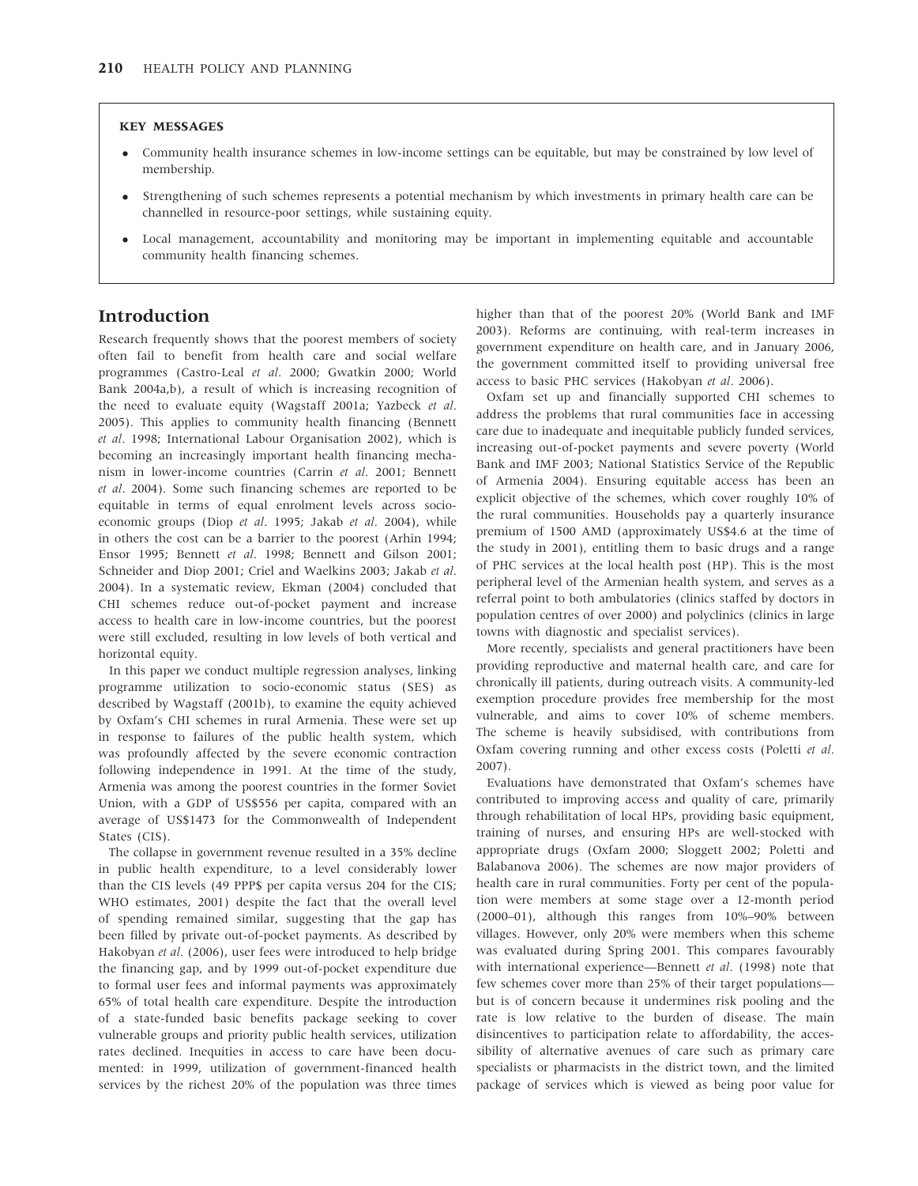**KEY MESSAGES**

- Community health insurance schemes in low-income settings can be equitable, but may be constrained by low level of membership.
- Strengthening of such schemes represents a potential mechanism by which investments in primary health care can be channelled in resource-poor settings, while sustaining equity.
- Local management, accountability and monitoring may be important in implementing equitable and accountable community health financing schemes.

## Introduction

Research frequently shows that the poorest members of society often fail to benefit from health care and social welfare programmes (Castro-Leal *et al*. 2000; Gwatkin 2000; World Bank 2004a,b), a result of which is increasing recognition of the need to evaluate equity (Wagstaff 2001a; Yazbeck *et al*. 2005). This applies to community health financing (Bennett *et al*. 1998; International Labour Organisation 2002), which is becoming an increasingly important health financing mechanism in lower-income countries (Carrin *et al*. 2001; Bennett *et al*. 2004). Some such financing schemes are reported to be equitable in terms of equal enrolment levels across socio-economic groups (Diop *et al*. 1995; Jakab *et al*. 2004), while in others the cost can be a barrier to the poorest (Arhin 1994; Ensor 1995; Bennett *et al*. 1998; Bennett and Gilson 2001; Schneider and Diop 2001; Criel and Waelkins 2003; Jakab *et al*. 2004). In a systematic review, Ekman (2004) concluded that CHI schemes reduce out-of-pocket payment and increase access to health care in low-income countries, but the poorest were still excluded, resulting in low levels of both vertical and horizontal equity.

In this paper we conduct multiple regression analyses, linking programme utilization to socio-economic status (SES) as described by Wagstaff (2001b), to examine the equity achieved by Oxfam's CHI schemes in rural Armenia. These were set up in response to failures of the public health system, which was profoundly affected by the severe economic contraction following independence in 1991. At the time of the study, Armenia was among the poorest countries in the former Soviet Union, with a GDP of US$556 per capita, compared with an average of US$1473 for the Commonwealth of Independent States (CIS).

The collapse in government revenue resulted in a 35% decline in public health expenditure, to a level considerably lower than the CIS levels (49 PPP$ per capita versus 204 for the CIS; WHO estimates, 2001) despite the fact that the overall level of spending remained similar, suggesting that the gap has been filled by private out-of-pocket payments. As described by Hakobyan *et al*. (2006), user fees were introduced to help bridge the financing gap, and by 1999 out-of-pocket expenditure due to formal user fees and informal payments was approximately 65% of total health care expenditure. Despite the introduction of a state-funded basic benefits package seeking to cover vulnerable groups and priority public health services, utilization rates declined. Inequities in access to care have been documented: in 1999, utilization of government-financed health services by the richest 20% of the population was three times higher than that of the poorest 20% (World Bank and IMF 2003). Reforms are continuing, with real-term increases in government expenditure on health care, and in January 2006, the government committed itself to providing universal free access to basic PHC services (Hakobyan *et al*. 2006).

Oxfam set up and financially supported CHI schemes to address the problems that rural communities face in accessing care due to inadequate and inequitable publicly funded services, increasing out-of-pocket payments and severe poverty (World Bank and IMF 2003; National Statistics Service of the Republic of Armenia 2004). Ensuring equitable access has been an explicit objective of the schemes, which cover roughly 10% of the rural communities. Households pay a quarterly insurance premium of 1500 AMD (approximately US$4.6 at the time of the study in 2001), entitling them to basic drugs and a range of PHC services at the local health post (HP). This is the most peripheral level of the Armenian health system, and serves as a referral point to both ambulatories (clinics staffed by doctors in population centres of over 2000) and polyclinics (clinics in large towns with diagnostic and specialist services).

More recently, specialists and general practitioners have been providing reproductive and maternal health care, and care for chronically ill patients, during outreach visits. A community-led exemption procedure provides free membership for the most vulnerable, and aims to cover 10% of scheme members. The scheme is heavily subsidised, with contributions from Oxfam covering running and other excess costs (Poletti *et al*. 2007).

Evaluations have demonstrated that Oxfam's schemes have contributed to improving access and quality of care, primarily through rehabilitation of local HPs, providing basic equipment, training of nurses, and ensuring HPs are well-stocked with appropriate drugs (Oxfam 2000; Sloggett 2002; Poletti and Balabanova 2006). The schemes are now major providers of health care in rural communities. Forty per cent of the population were members at some stage over a 12-month period (2000–01), although this ranges from 10%–90% between villages. However, only 20% were members when this scheme was evaluated during Spring 2001. This compares favourably with international experience—Bennett *et al*. (1998) note that few schemes cover more than 25% of their target populations—but is of concern because it undermines risk pooling and the rate is low relative to the burden of disease. The main disincentives to participation relate to affordability, the accessibility of alternative avenues of care such as primary care specialists or pharmacists in the district town, and the limited package of services which is viewed as being poor value for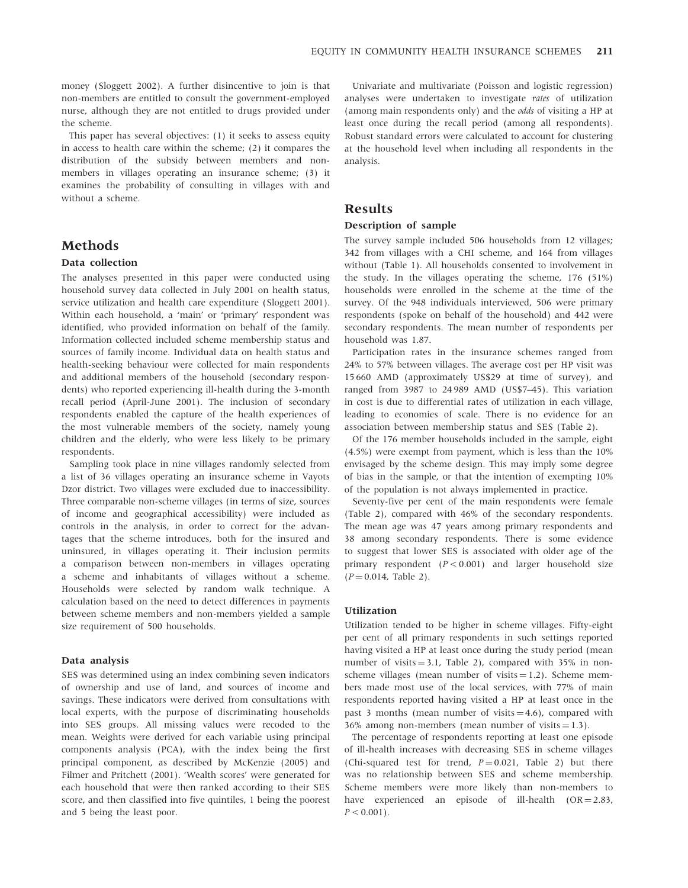money (Sloggett 2002). A further disincentive to join is that non-members are entitled to consult the government-employed nurse, although they are not entitled to drugs provided under the scheme.

This paper has several objectives: (1) it seeks to assess equity in access to health care within the scheme; (2) it compares the distribution of the subsidy between members and non-members in villages operating an insurance scheme; (3) it examines the probability of consulting in villages with and without a scheme.

## Methods

### Data collection

The analyses presented in this paper were conducted using household survey data collected in July 2001 on health status, service utilization and health care expenditure (Sloggett 2001). Within each household, a 'main' or 'primary' respondent was identified, who provided information on behalf of the family. Information collected included scheme membership status and sources of family income. Individual data on health status and health-seeking behaviour were collected for main respondents and additional members of the household (secondary respondents) who reported experiencing ill-health during the 3-month recall period (April-June 2001). The inclusion of secondary respondents enabled the capture of the health experiences of the most vulnerable members of the society, namely young children and the elderly, who were less likely to be primary respondents.

Sampling took place in nine villages randomly selected from a list of 36 villages operating an insurance scheme in Vayots Dzor district. Two villages were excluded due to inaccessibility. Three comparable non-scheme villages (in terms of size, sources of income and geographical accessibility) were included as controls in the analysis, in order to correct for the advantages that the scheme introduces, both for the insured and uninsured, in villages operating it. Their inclusion permits a comparison between non-members in villages operating a scheme and inhabitants of villages without a scheme. Households were selected by random walk technique. A calculation based on the need to detect differences in payments between scheme members and non-members yielded a sample size requirement of 500 households.

### Data analysis

SES was determined using an index combining seven indicators of ownership and use of land, and sources of income and savings. These indicators were derived from consultations with local experts, with the purpose of discriminating households into SES groups. All missing values were recoded to the mean. Weights were derived for each variable using principal components analysis (PCA), with the index being the first principal component, as described by McKenzie (2005) and Filmer and Pritchett (2001). 'Wealth scores' were generated for each household that were then ranked according to their SES score, and then classified into five quintiles, 1 being the poorest and 5 being the least poor.

Univariate and multivariate (Poisson and logistic regression) analyses were undertaken to investigate *rates* of utilization (among main respondents only) and the *odds* of visiting a HP at least once during the recall period (among all respondents). Robust standard errors were calculated to account for clustering at the household level when including all respondents in the analysis.

## Results

### Description of sample

The survey sample included 506 households from 12 villages; 342 from villages with a CHI scheme, and 164 from villages without (Table 1). All households consented to involvement in the study. In the villages operating the scheme, 176 (51%) households were enrolled in the scheme at the time of the survey. Of the 948 individuals interviewed, 506 were primary respondents (spoke on behalf of the household) and 442 were secondary respondents. The mean number of respondents per household was 1.87.

Participation rates in the insurance schemes ranged from 24% to 57% between villages. The average cost per HP visit was 15 660 AMD (approximately US$29 at time of survey), and ranged from 3987 to 24 989 AMD (US$7–45). This variation in cost is due to differential rates of utilization in each village, leading to economies of scale. There is no evidence for an association between membership status and SES (Table 2).

Of the 176 member households included in the sample, eight (4.5%) were exempt from payment, which is less than the 10% envisaged by the scheme design. This may imply some degree of bias in the sample, or that the intention of exempting 10% of the population is not always implemented in practice.

Seventy-five per cent of the main respondents were female (Table 2), compared with 46% of the secondary respondents. The mean age was 47 years among primary respondents and 38 among secondary respondents. There is some evidence to suggest that lower SES is associated with older age of the primary respondent ($P < 0.001$) and larger household size ($P = 0.014$, Table 2).

### Utilization

Utilization tended to be higher in scheme villages. Fifty-eight per cent of all primary respondents in such settings reported having visited a HP at least once during the study period (mean number of visits = 3.1, Table 2), compared with 35% in non-scheme villages (mean number of visits = 1.2). Scheme members made most use of the local services, with 77% of main respondents reported having visited a HP at least once in the past 3 months (mean number of visits = 4.6), compared with 36% among non-members (mean number of visits = 1.3).

The percentage of respondents reporting at least one episode of ill-health increases with decreasing SES in scheme villages (Chi-squared test for trend, $P = 0.021$, Table 2) but there was no relationship between SES and scheme membership. Scheme members were more likely than non-members to have experienced an episode of ill-health (OR = 2.83, $P < 0.001$).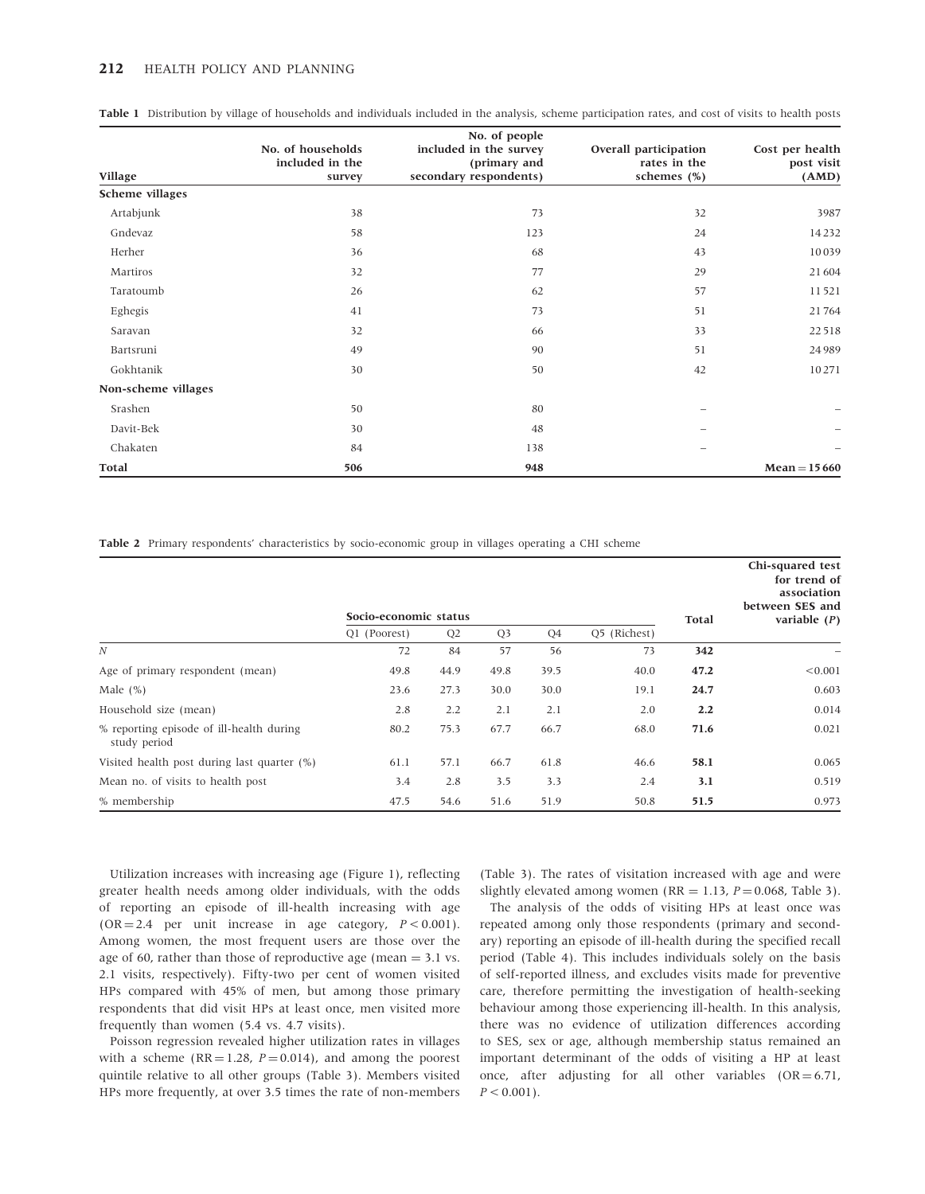**Table 1** Distribution by village of households and individuals included in the analysis, scheme participation rates, and cost of visits to health posts

| Village | No. of households included in the survey | No. of people included in the survey (primary and secondary respondents) | Overall participation rates in the schemes (%) | Cost per health post visit (AMD) |
|---|---|---|---|---|
| **Scheme villages** | | | | |
| Artabjunk | 38 | 73 | 32 | 3987 |
| Gndevaz | 58 | 123 | 24 | 14 232 |
| Herher | 36 | 68 | 43 | 10 039 |
| Martiros | 32 | 77 | 29 | 21 604 |
| Taratoumb | 26 | 62 | 57 | 11 521 |
| Eghegis | 41 | 73 | 51 | 21 764 |
| Saravan | 32 | 66 | 33 | 22 518 |
| Bartsruni | 49 | 90 | 51 | 24 989 |
| Gokhtanik | 30 | 50 | 42 | 10 271 |
| **Non-scheme villages** | | | | |
| Srashen | 50 | 80 | – | – |
| Davit-Bek | 30 | 48 | – | – |
| Chakaten | 84 | 138 | – | – |
| **Total** | **506** | **948** | | **Mean = 15 660** |

**Table 2** Primary respondents' characteristics by socio-economic group in villages operating a CHI scheme

| | Socio-economic status | | | | | Total | Chi-squared test for trend of association between SES and variable ($P$) |
|---|---|---|---|---|---|---|---|
| | Q1 (Poorest) | Q2 | Q3 | Q4 | Q5 (Richest) | | |
| $N$ | 72 | 84 | 57 | 56 | 73 | **342** | – |
| Age of primary respondent (mean) | 49.8 | 44.9 | 49.8 | 39.5 | 40.0 | **47.2** | <0.001 |
| Male (%) | 23.6 | 27.3 | 30.0 | 30.0 | 19.1 | **24.7** | 0.603 |
| Household size (mean) | 2.8 | 2.2 | 2.1 | 2.1 | 2.0 | **2.2** | 0.014 |
| % reporting episode of ill-health during study period | 80.2 | 75.3 | 67.7 | 66.7 | 68.0 | **71.6** | 0.021 |
| Visited health post during last quarter (%) | 61.1 | 57.1 | 66.7 | 61.8 | 46.6 | **58.1** | 0.065 |
| Mean no. of visits to health post | 3.4 | 2.8 | 3.5 | 3.3 | 2.4 | **3.1** | 0.519 |
| % membership | 47.5 | 54.6 | 51.6 | 51.9 | 50.8 | **51.5** | 0.973 |

Utilization increases with increasing age (Figure 1), reflecting greater health needs among older individuals, with the odds of reporting an episode of ill-health increasing with age (OR = 2.4 per unit increase in age category, $P < 0.001$). Among women, the most frequent users are those over the age of 60, rather than those of reproductive age (mean = 3.1 vs. 2.1 visits, respectively). Fifty-two per cent of women visited HPs compared with 45% of men, but among those primary respondents that did visit HPs at least once, men visited more frequently than women (5.4 vs. 4.7 visits).

Poisson regression revealed higher utilization rates in villages with a scheme (RR = 1.28, $P = 0.014$), and among the poorest quintile relative to all other groups (Table 3). Members visited HPs more frequently, at over 3.5 times the rate of non-members (Table 3). The rates of visitation increased with age and were slightly elevated among women (RR = 1.13, $P = 0.068$, Table 3).

The analysis of the odds of visiting HPs at least once was repeated among only those respondents (primary and secondary) reporting an episode of ill-health during the specified recall period (Table 4). This includes individuals solely on the basis of self-reported illness, and excludes visits made for preventive care, therefore permitting the investigation of health-seeking behaviour among those experiencing ill-health. In this analysis, there was no evidence of utilization differences according to SES, sex or age, although membership status remained an important determinant of the odds of visiting a HP at least once, after adjusting for all other variables (OR = 6.71, $P < 0.001$).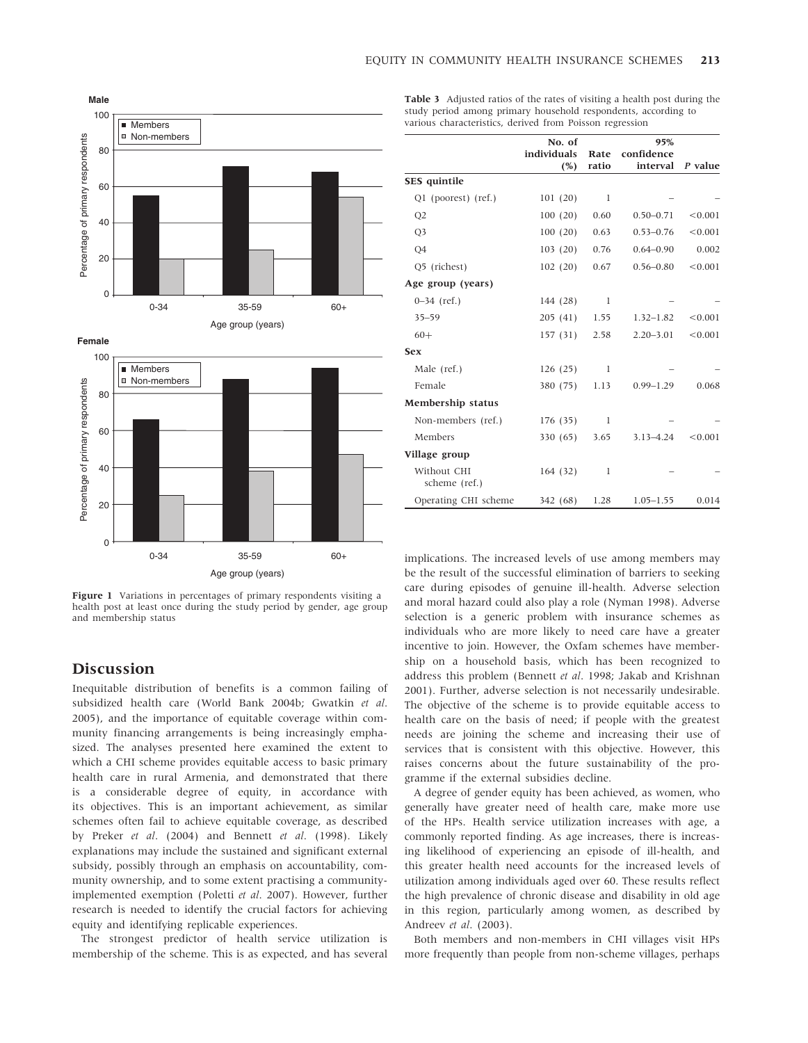Figure 1 Variations in percentages of primary respondents visiting a health post at least once during the study period by gender, age group and membership status

**Table 3** Adjusted ratios of the rates of visiting a health post during the study period among primary household respondents, according to various characteristics, derived from Poisson regression

| | No. of individuals (%) | Rate ratio | 95% confidence interval | P value |
|---|---|---|---|---|
| **SES quintile** | | | | |
| Q1 (poorest) (ref.) | 101 (20) | 1 | – | – |
| Q2 | 100 (20) | 0.60 | 0.50–0.71 | <0.001 |
| Q3 | 100 (20) | 0.63 | 0.53–0.76 | <0.001 |
| Q4 | 103 (20) | 0.76 | 0.64–0.90 | 0.002 |
| Q5 (richest) | 102 (20) | 0.67 | 0.56–0.80 | <0.001 |
| **Age group (years)** | | | | |
| 0–34 (ref.) | 144 (28) | 1 | – | – |
| 35–59 | 205 (41) | 1.55 | 1.32–1.82 | <0.001 |
| 60+ | 157 (31) | 2.58 | 2.20–3.01 | <0.001 |
| **Sex** | | | | |
| Male (ref.) | 126 (25) | 1 | – | – |
| Female | 380 (75) | 1.13 | 0.99–1.29 | 0.068 |
| **Membership status** | | | | |
| Non-members (ref.) | 176 (35) | 1 | – | – |
| Members | 330 (65) | 3.65 | 3.13–4.24 | <0.001 |
| **Village group** | | | | |
| Without CHI scheme (ref.) | 164 (32) | 1 | – | – |
| Operating CHI scheme | 342 (68) | 1.28 | 1.05–1.55 | 0.014 |

## Discussion

Inequitable distribution of benefits is a common failing of subsidized health care (World Bank 2004b; Gwatkin *et al.* 2005), and the importance of equitable coverage within community financing arrangements is being increasingly emphasized. The analyses presented here examined the extent to which a CHI scheme provides equitable access to basic primary health care in rural Armenia, and demonstrated that there is a considerable degree of equity, in accordance with its objectives. This is an important achievement, as similar schemes often fail to achieve equitable coverage, as described by Preker *et al.* (2004) and Bennett *et al.* (1998). Likely explanations may include the sustained and significant external subsidy, possibly through an emphasis on accountability, community ownership, and to some extent practising a community-implemented exemption (Poletti *et al.* 2007). However, further research is needed to identify the crucial factors for achieving equity and identifying replicable experiences.

The strongest predictor of health service utilization is membership of the scheme. This is as expected, and has several implications. The increased levels of use among members may be the result of the successful elimination of barriers to seeking care during episodes of genuine ill-health. Adverse selection and moral hazard could also play a role (Nyman 1998). Adverse selection is a generic problem with insurance schemes as individuals who are more likely to need care have a greater incentive to join. However, the Oxfam schemes have membership on a household basis, which has been recognized to address this problem (Bennett *et al.* 1998; Jakab and Krishnan 2001). Further, adverse selection is not necessarily undesirable. The objective of the scheme is to provide equitable access to health care on the basis of need; if people with the greatest needs are joining the scheme and increasing their use of services that is consistent with this objective. However, this raises concerns about the future sustainability of the programme if the external subsidies decline.

A degree of gender equity has been achieved, as women, who generally have greater need of health care, make more use of the HPs. Health service utilization increases with age, a commonly reported finding. As age increases, there is increasing likelihood of experiencing an episode of ill-health, and this greater health need accounts for the increased levels of utilization among individuals aged over 60. These results reflect the high prevalence of chronic disease and disability in old age in this region, particularly among women, as described by Andreev *et al.* (2003).

Both members and non-members in CHI villages visit HPs more frequently than people from non-scheme villages, perhaps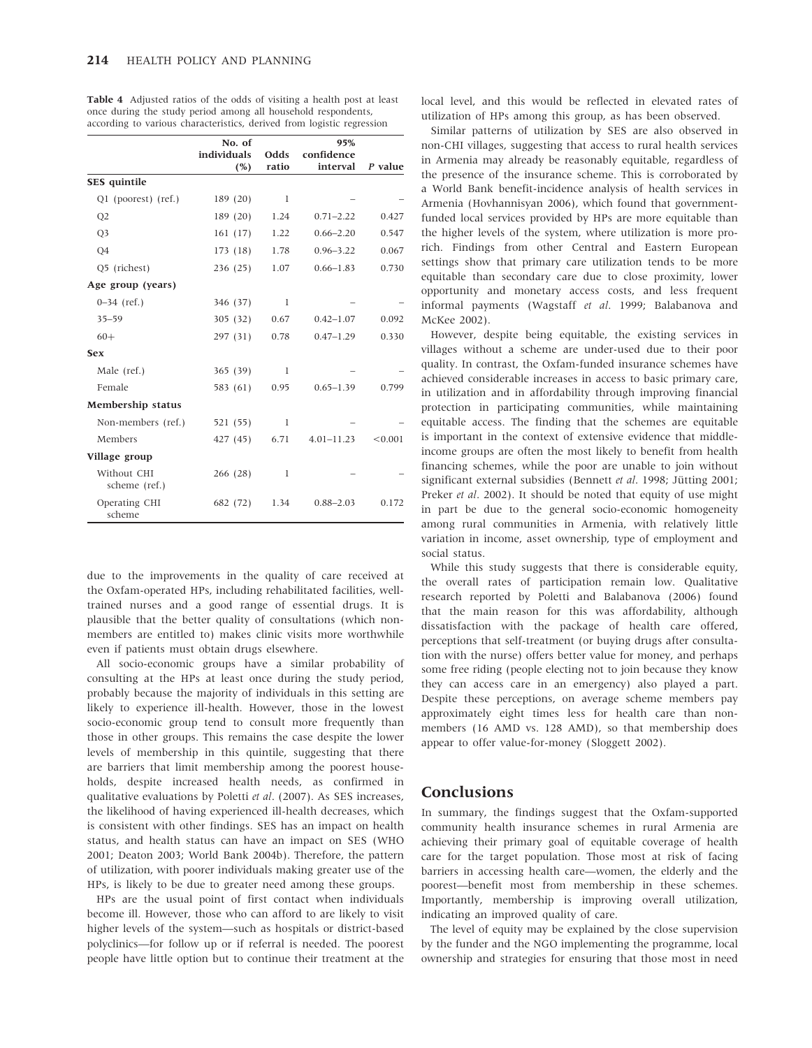**Table 4** Adjusted ratios of the odds of visiting a health post at least once during the study period among all household respondents, according to various characteristics, derived from logistic regression

| | No. of individuals (%) | Odds ratio | 95% confidence interval | *P* value |
|---|---|---|---|---|
| **SES quintile** | | | | |
| Q1 (poorest) (ref.) | 189 (20) | 1 | – | – |
| Q2 | 189 (20) | 1.24 | 0.71–2.22 | 0.427 |
| Q3 | 161 (17) | 1.22 | 0.66–2.20 | 0.547 |
| Q4 | 173 (18) | 1.78 | 0.96–3.22 | 0.067 |
| Q5 (richest) | 236 (25) | 1.07 | 0.66–1.83 | 0.730 |
| **Age group (years)** | | | | |
| 0–34 (ref.) | 346 (37) | 1 | – | – |
| 35–59 | 305 (32) | 0.67 | 0.42–1.07 | 0.092 |
| 60+ | 297 (31) | 0.78 | 0.47–1.29 | 0.330 |
| **Sex** | | | | |
| Male (ref.) | 365 (39) | 1 | – | – |
| Female | 583 (61) | 0.95 | 0.65–1.39 | 0.799 |
| **Membership status** | | | | |
| Non-members (ref.) | 521 (55) | 1 | – | – |
| Members | 427 (45) | 6.71 | 4.01–11.23 | <0.001 |
| **Village group** | | | | |
| Without CHI scheme (ref.) | 266 (28) | 1 | – | – |
| Operating CHI scheme | 682 (72) | 1.34 | 0.88–2.03 | 0.172 |

due to the improvements in the quality of care received at the Oxfam-operated HPs, including rehabilitated facilities, well-trained nurses and a good range of essential drugs. It is plausible that the better quality of consultations (which non-members are entitled to) makes clinic visits more worthwhile even if patients must obtain drugs elsewhere.

All socio-economic groups have a similar probability of consulting at the HPs at least once during the study period, probably because the majority of individuals in this setting are likely to experience ill-health. However, those in the lowest socio-economic group tend to consult more frequently than those in other groups. This remains the case despite the lower levels of membership in this quintile, suggesting that there are barriers that limit membership among the poorest households, despite increased health needs, as confirmed in qualitative evaluations by Poletti *et al*. (2007). As SES increases, the likelihood of having experienced ill-health decreases, which is consistent with other findings. SES has an impact on health status, and health status can have an impact on SES (WHO 2001; Deaton 2003; World Bank 2004b). Therefore, the pattern of utilization, with poorer individuals making greater use of the HPs, is likely to be due to greater need among these groups.

HPs are the usual point of first contact when individuals become ill. However, those who can afford to are likely to visit higher levels of the system—such as hospitals or district-based polyclinics—for follow up or if referral is needed. The poorest people have little option but to continue their treatment at the local level, and this would be reflected in elevated rates of utilization of HPs among this group, as has been observed.

Similar patterns of utilization by SES are also observed in non-CHI villages, suggesting that access to rural health services in Armenia may already be reasonably equitable, regardless of the presence of the insurance scheme. This is corroborated by a World Bank benefit-incidence analysis of health services in Armenia (Hovhannisyan 2006), which found that government-funded local services provided by HPs are more equitable than the higher levels of the system, where utilization is more pro-rich. Findings from other Central and Eastern European settings show that primary care utilization tends to be more equitable than secondary care due to close proximity, lower opportunity and monetary access costs, and less frequent informal payments (Wagstaff *et al*. 1999; Balabanova and McKee 2002).

However, despite being equitable, the existing services in villages without a scheme are under-used due to their poor quality. In contrast, the Oxfam-funded insurance schemes have achieved considerable increases in access to basic primary care, in utilization and in affordability through improving financial protection in participating communities, while maintaining equitable access. The finding that the schemes are equitable is important in the context of extensive evidence that middle-income groups are often the most likely to benefit from health financing schemes, while the poor are unable to join without significant external subsidies (Bennett *et al*. 1998; Jütting 2001; Preker *et al*. 2002). It should be noted that equity of use might in part be due to the general socio-economic homogeneity among rural communities in Armenia, with relatively little variation in income, asset ownership, type of employment and social status.

While this study suggests that there is considerable equity, the overall rates of participation remain low. Qualitative research reported by Poletti and Balabanova (2006) found that the main reason for this was affordability, although dissatisfaction with the package of health care offered, perceptions that self-treatment (or buying drugs after consultation with the nurse) offers better value for money, and perhaps some free riding (people electing not to join because they know they can access care in an emergency) also played a part. Despite these perceptions, on average scheme members pay approximately eight times less for health care than non-members (16 AMD vs. 128 AMD), so that membership does appear to offer value-for-money (Sloggett 2002).

## Conclusions

In summary, the findings suggest that the Oxfam-supported community health insurance schemes in rural Armenia are achieving their primary goal of equitable coverage of health care for the target population. Those most at risk of facing barriers in accessing health care—women, the elderly and the poorest—benefit most from membership in these schemes. Importantly, membership is improving overall utilization, indicating an improved quality of care.

The level of equity may be explained by the close supervision by the funder and the NGO implementing the programme, local ownership and strategies for ensuring that those most in need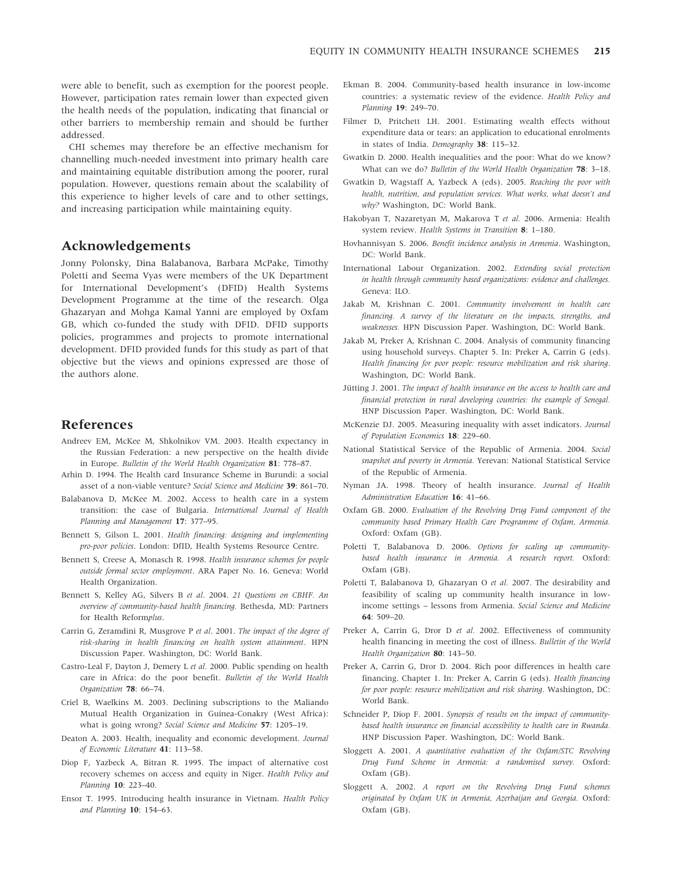were able to benefit, such as exemption for the poorest people. However, participation rates remain lower than expected given the health needs of the population, indicating that financial or other barriers to membership remain and should be further addressed.

CHI schemes may therefore be an effective mechanism for channelling much-needed investment into primary health care and maintaining equitable distribution among the poorer, rural population. However, questions remain about the scalability of this experience to higher levels of care and to other settings, and increasing participation while maintaining equity.

## Acknowledgements

Jonny Polonsky, Dina Balabanova, Barbara McPake, Timothy Poletti and Seema Vyas were members of the UK Department for International Development's (DFID) Health Systems Development Programme at the time of the research. Olga Ghazaryan and Mohga Kamal Yanni are employed by Oxfam GB, which co-funded the study with DFID. DFID supports policies, programmes and projects to promote international development. DFID provided funds for this study as part of that objective but the views and opinions expressed are those of the authors alone.

## References

Andreev EM, McKee M, Shkolnikov VM. 2003. Health expectancy in the Russian Federation: a new perspective on the health divide in Europe. *Bulletin of the World Health Organization* **81**: 778–87.

Arhin D. 1994. The Health card Insurance Scheme in Burundi: a social asset of a non-viable venture? *Social Science and Medicine* **39**: 861–70.

Balabanova D, McKee M. 2002. Access to health care in a system transition: the case of Bulgaria. *International Journal of Health Planning and Management* **17**: 377–95.

Bennett S, Gilson L. 2001. *Health financing: designing and implementing pro-poor policies*. London: DfID, Health Systems Resource Centre.

Bennett S, Creese A, Monasch R. 1998. *Health insurance schemes for people outside formal sector employment*. ARA Paper No. 16. Geneva: World Health Organization.

Bennett S, Kelley AG, Silvers B *et al*. 2004. *21 Questions on CBHF. An overview of community-based health financing*. Bethesda, MD: Partners for Health Reform*plus*.

Carrin G, Zeramdini R, Musgrove P *et al*. 2001. *The impact of the degree of risk-sharing in health financing on health system attainment*. HPN Discussion Paper. Washington, DC: World Bank.

Castro-Leal F, Dayton J, Demery L *et al*. 2000. Public spending on health care in Africa: do the poor benefit. *Bulletin of the World Health Organization* **78**: 66–74.

Criel B, Waelkins M. 2003. Declining subscriptions to the Maliando Mutual Health Organization in Guinea-Conakry (West Africa): what is going wrong? *Social Science and Medicine* **57**: 1205–19.

Deaton A. 2003. Health, inequality and economic development. *Journal of Economic Literature* **41**: 113–58.

Diop F, Yazbeck A, Bitran R. 1995. The impact of alternative cost recovery schemes on access and equity in Niger. *Health Policy and Planning* **10**: 223–40.

Ensor T. 1995. Introducing health insurance in Vietnam. *Health Policy and Planning* **10**: 154–63.

Ekman B. 2004. Community-based health insurance in low-income countries: a systematic review of the evidence. *Health Policy and Planning* **19**: 249–70.

Filmer D, Pritchett LH. 2001. Estimating wealth effects without expenditure data or tears: an application to educational enrolments in states of India. *Demography* **38**: 115–32.

Gwatkin D. 2000. Health inequalities and the poor: What do we know? What can we do? *Bulletin of the World Health Organization* **78**: 3–18.

Gwatkin D, Wagstaff A, Yazbeck A (eds). 2005. *Reaching the poor with health, nutrition, and population services. What works, what doesn't and why?* Washington, DC: World Bank.

Hakobyan T, Nazaretyan M, Makarova T *et al*. 2006. Armenia: Health system review. *Health Systems in Transition* **8**: 1–180.

Hovhannisyan S. 2006. *Benefit incidence analysis in Armenia*. Washington, DC: World Bank.

International Labour Organization. 2002. *Extending social protection in health through community based organizations: evidence and challenges*. Geneva: ILO.

Jakab M, Krishnan C. 2001. *Community involvement in health care financing. A survey of the literature on the impacts, strengths, and weaknesses*. HPN Discussion Paper. Washington, DC: World Bank.

Jakab M, Preker A, Krishnan C. 2004. Analysis of community financing using household surveys. Chapter 5. In: Preker A, Carrin G (eds). *Health financing for poor people: resource mobilization and risk sharing*. Washington, DC: World Bank.

Jütting J. 2001. *The impact of health insurance on the access to health care and financial protection in rural developing countries: the example of Senegal*. HNP Discussion Paper. Washington, DC: World Bank.

McKenzie DJ. 2005. Measuring inequality with asset indicators. *Journal of Population Economics* **18**: 229–60.

National Statistical Service of the Republic of Armenia. 2004. *Social snapshot and poverty in Armenia*. Yerevan: National Statistical Service of the Republic of Armenia.

Nyman JA. 1998. Theory of health insurance. *Journal of Health Administration Education* **16**: 41–66.

Oxfam GB. 2000. *Evaluation of the Revolving Drug Fund component of the community based Primary Health Care Programme of Oxfam, Armenia*. Oxford: Oxfam (GB).

Poletti T, Balabanova D. 2006. *Options for scaling up community-based health insurance in Armenia. A research report*. Oxford: Oxfam (GB).

Poletti T, Balabanova D, Ghazaryan O *et al*. 2007. The desirability and feasibility of scaling up community health insurance in low-income settings – lessons from Armenia. *Social Science and Medicine* **64**: 509–20.

Preker A, Carrin G, Dror D *et al*. 2002. Effectiveness of community health financing in meeting the cost of illness. *Bulletin of the World Health Organization* **80**: 143–50.

Preker A, Carrin G, Dror D. 2004. Rich poor differences in health care financing. Chapter 1. In: Preker A, Carrin G (eds). *Health financing for poor people: resource mobilization and risk sharing*. Washington, DC: World Bank.

Schneider P, Diop F. 2001. *Synopsis of results on the impact of community-based health insurance on financial accessibility to health care in Rwanda*. HNP Discussion Paper. Washington, DC: World Bank.

Sloggett A. 2001. *A quantitative evaluation of the Oxfam/STC Revolving Drug Fund Scheme in Armenia: a randomised survey*. Oxford: Oxfam (GB).

Sloggett A. 2002. *A report on the Revolving Drug Fund schemes originated by Oxfam UK in Armenia, Azerbaijan and Georgia*. Oxford: Oxfam (GB).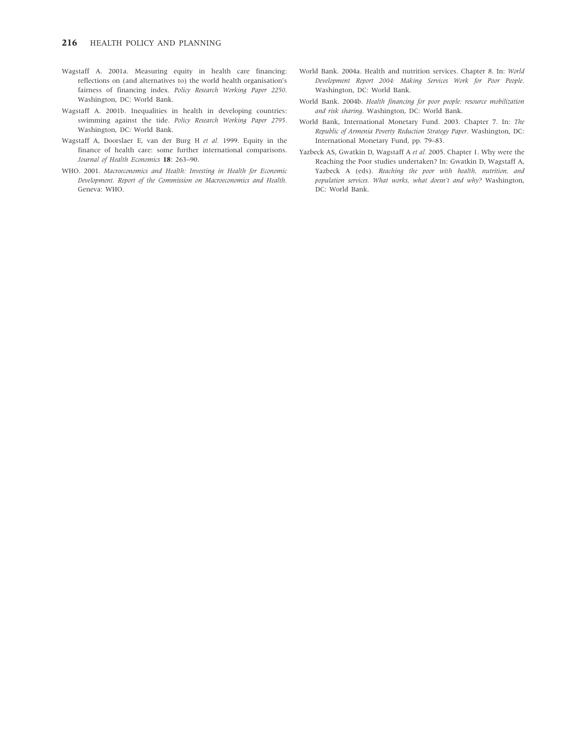Wagstaff A. 2001a. Measuring equity in health care financing: reflections on (and alternatives to) the world health organisation's fairness of financing index. *Policy Research Working Paper 2250*. Washington, DC: World Bank.

Wagstaff A. 2001b. Inequalities in health in developing countries: swimming against the tide. *Policy Research Working Paper 2795*. Washington, DC: World Bank.

Wagstaff A, Doorslaer E, van der Burg H *et al.* 1999. Equity in the finance of health care: some further international comparisons. *Journal of Health Economics* **18**: 263–90.

WHO. 2001. *Macroeconomics and Health: Investing in Health for Economic Development. Report of the Commission on Macroeconomics and Health.* Geneva: WHO.

World Bank. 2004a. Health and nutrition services. Chapter 8. In: *World Development Report 2004: Making Services Work for Poor People*. Washington, DC: World Bank.

World Bank. 2004b. *Health financing for poor people: resource mobilization and risk sharing*. Washington, DC: World Bank.

World Bank, International Monetary Fund. 2003. Chapter 7. In: *The Republic of Armenia Poverty Reduction Strategy Paper*. Washington, DC: International Monetary Fund, pp. 79–83.

Yazbeck AS, Gwatkin D, Wagstaff A *et al.* 2005. Chapter 1. Why were the Reaching the Poor studies undertaken? In: Gwatkin D, Wagstaff A, Yazbeck A (eds). *Reaching the poor with health, nutrition, and population services. What works, what doesn't and why?* Washington, DC: World Bank.